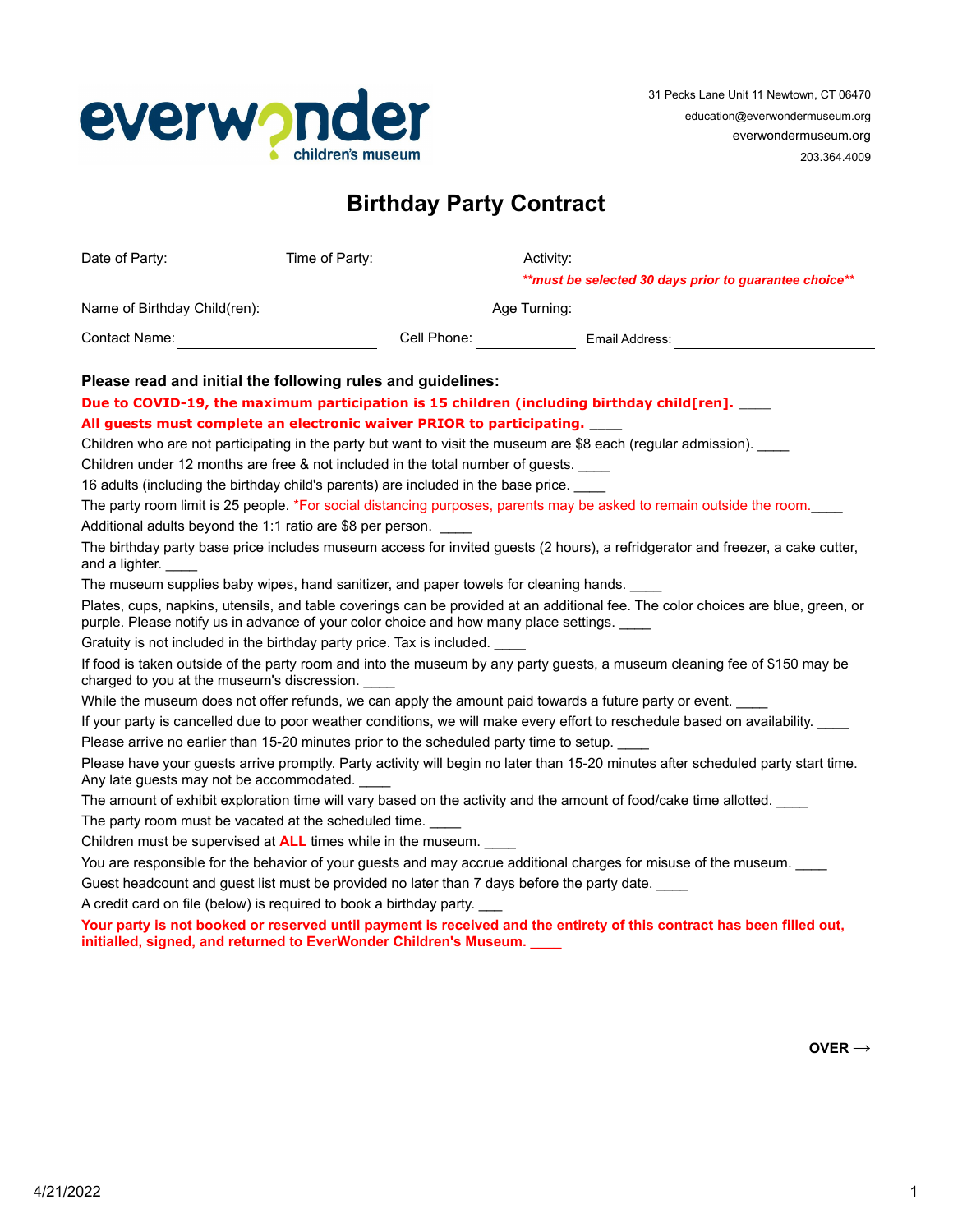everwonder children's museum

31 Pecks Lane Unit 11 Newtown, CT 06470
education@everwondermuseum.org
everwondermuseum.org
203.364.4009

# Birthday Party Contract

Date of Party: ____________ Time of Party: ____________ Activity: ______________________________

***must be selected 30 days prior to guarantee choice***

Name of Birthday Child(ren): ______________________ Age Turning: ____________

Contact Name: ______________________ Cell Phone: ____________ Email Address: ______________________

**Please read and initial the following rules and guidelines:**

**Due to COVID-19, the maximum participation is 15 children (including birthday child[ren].** ____

**All guests must complete an electronic waiver PRIOR to participating.** ____

Children who are not participating in the party but want to visit the museum are $8 each (regular admission). ____

Children under 12 months are free & not included in the total number of guests. ____

16 adults (including the birthday child's parents) are included in the base price. ____

The party room limit is 25 people. *For social distancing purposes, parents may be asked to remain outside the room.____

Additional adults beyond the 1:1 ratio are $8 per person. ____

The birthday party base price includes museum access for invited guests (2 hours), a refridgerator and freezer, a cake cutter, and a lighter. ____

The museum supplies baby wipes, hand sanitizer, and paper towels for cleaning hands. ____

Plates, cups, napkins, utensils, and table coverings can be provided at an additional fee. The color choices are blue, green, or purple. Please notify us in advance of your color choice and how many place settings. ____

Gratuity is not included in the birthday party price. Tax is included. ____

If food is taken outside of the party room and into the museum by any party guests, a museum cleaning fee of $150 may be charged to you at the museum's discression. ____

While the museum does not offer refunds, we can apply the amount paid towards a future party or event. ____

If your party is cancelled due to poor weather conditions, we will make every effort to reschedule based on availability. ____

Please arrive no earlier than 15-20 minutes prior to the scheduled party time to setup. ____

Please have your guests arrive promptly. Party activity will begin no later than 15-20 minutes after scheduled party start time. Any late guests may not be accommodated. ____

The amount of exhibit exploration time will vary based on the activity and the amount of food/cake time allotted. ____

The party room must be vacated at the scheduled time. ____

Children must be supervised at **ALL** times while in the museum. ____

You are responsible for the behavior of your guests and may accrue additional charges for misuse of the museum. ____

Guest headcount and guest list must be provided no later than 7 days before the party date. ____

A credit card on file (below) is required to book a birthday party. ___

**Your party is not booked or reserved until payment is received and the entirety of this contract has been filled out, initialled, signed, and returned to EverWonder Children's Museum.** ____

**OVER →**

4/21/2022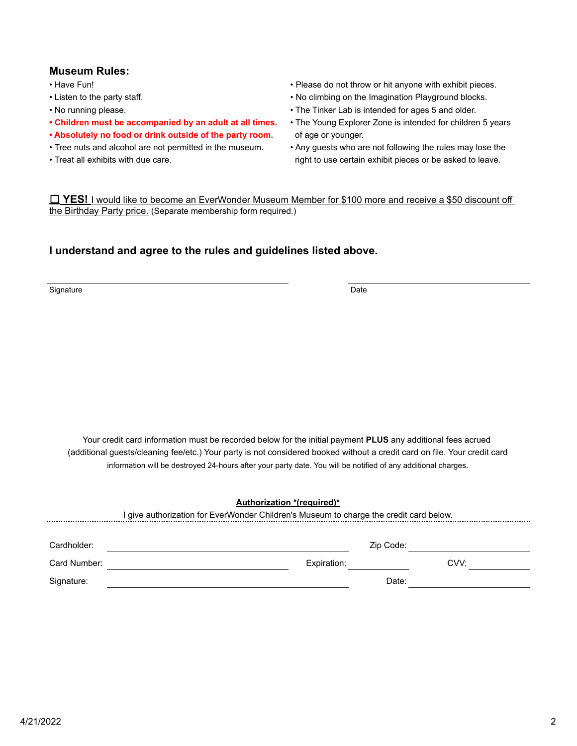## Museum Rules:

- Have Fun!
- Listen to the party staff.
- No running please.
- **Children must be accompanied by an adult at all times.**
- **Absolutely no food or drink outside of the party room.**
- Tree nuts and alcohol are not permitted in the museum.
- Treat all exhibits with due care.
- Please do not throw or hit anyone with exhibit pieces.
- No climbing on the Imagination Playground blocks.
- The Tinker Lab is intended for ages 5 and older.
- The Young Explorer Zone is intended for children 5 years of age or younger.
- Any guests who are not following the rules may lose the right to use certain exhibit pieces or be asked to leave.

☐ **YES!** I would like to become an EverWonder Museum Member for $100 more and receive a $50 discount off the Birthday Party price. (Separate membership form required.)

**I understand and agree to the rules and guidelines listed above.**

Signature ______________________ Date ______________________

Your credit card information must be recorded below for the initial payment **PLUS** any additional fees acrued (additional guests/cleaning fee/etc.) Your party is not considered booked without a credit card on file. Your credit card information will be destroyed 24-hours after your party date. You will be notified of any additional charges.

**Authorization *(required)***

I give authorization for EverWonder Children's Museum to charge the credit card below.

Cardholder: ______________________ Zip Code: ______________________

Card Number: ______________________ Expiration: ____________ CVV: ____________

Signature: ______________________ Date: ______________________

4/21/2022